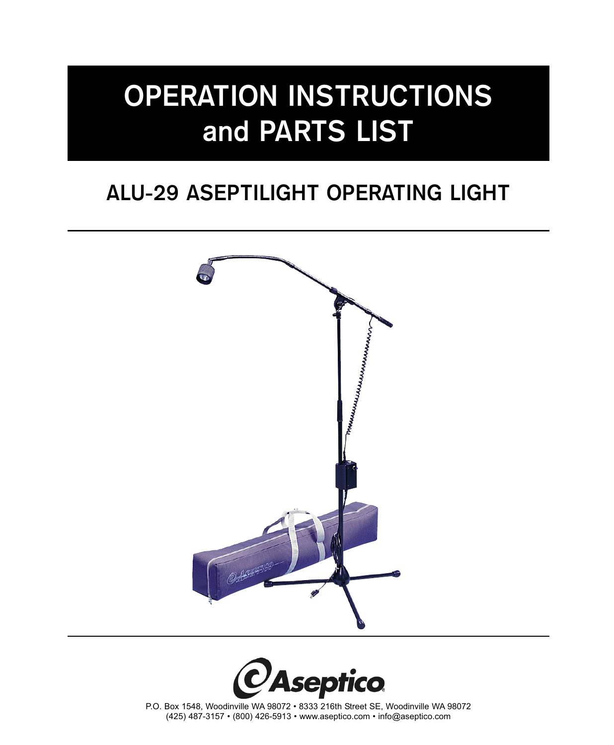# OPERATION INSTRUCTIONS and PARTS LIST

## ALU-29 ASEPTILIGHT OPERATING LIGHT

Aseptico

P.O. Box 1548, Woodinville WA 98072 • 8333 216th Street SE, Woodinville WA 98072
(425) 487-3157 • (800) 426-5913 • www.aseptico.com • info@aseptico.com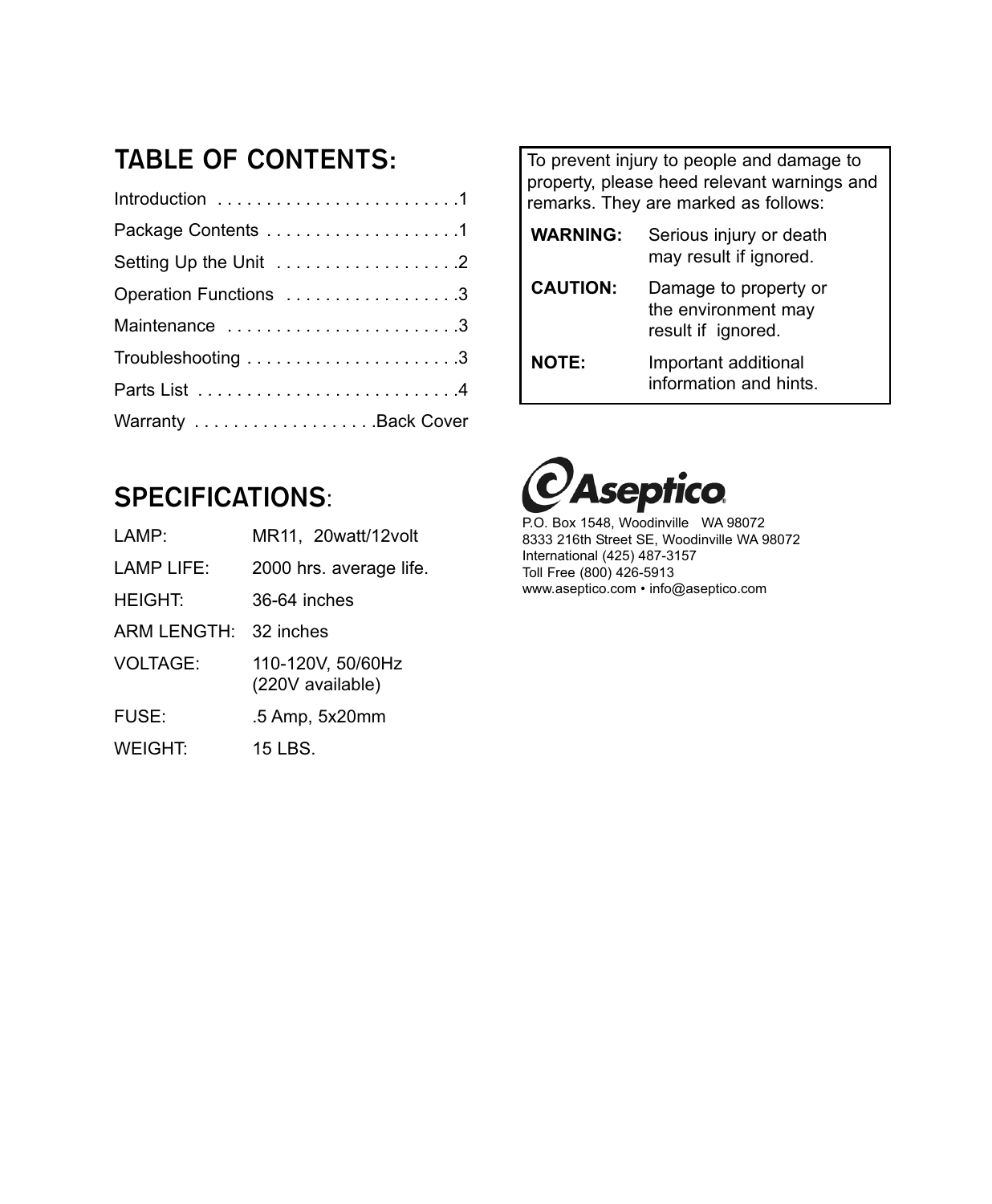## TABLE OF CONTENTS:

| Section | Page |
|---|---|
| Introduction | 1 |
| Package Contents | 1 |
| Setting Up the Unit | 2 |
| Operation Functions | 3 |
| Maintenance | 3 |
| Troubleshooting | 3 |
| Parts List | 4 |
| Warranty | Back Cover |

## SPECIFICATIONS:

| | |
|---|---|
| LAMP: | MR11, 20watt/12volt |
| LAMP LIFE: | 2000 hrs. average life. |
| HEIGHT: | 36-64 inches |
| ARM LENGTH: | 32 inches |
| VOLTAGE: | 110-120V, 50/60Hz (220V available) |
| FUSE: | .5 Amp, 5x20mm |
| WEIGHT: | 15 LBS. |

To prevent injury to people and damage to property, please heed relevant warnings and remarks. They are marked as follows:

| | |
|---|---|
| **WARNING:** | Serious injury or death may result if ignored. |
| **CAUTION:** | Damage to property or the environment may result if ignored. |
| **NOTE:** | Important additional information and hints. |

**Aseptico®**

P.O. Box 1548, Woodinville WA 98072
8333 216th Street SE, Woodinville WA 98072
International (425) 487-3157
Toll Free (800) 426-5913
www.aseptico.com • info@aseptico.com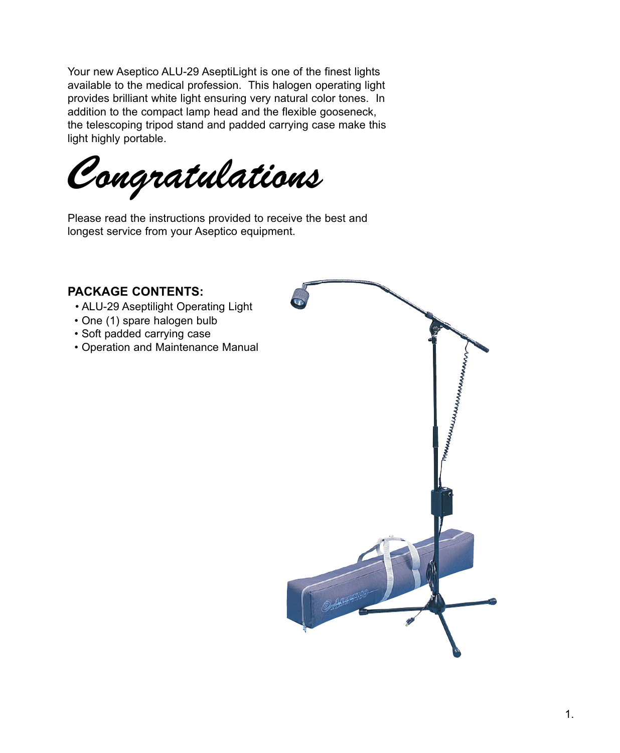Your new Aseptico ALU-29 AseptiLight is one of the finest lights available to the medical profession. This halogen operating light provides brilliant white light ensuring very natural color tones. In addition to the compact lamp head and the flexible gooseneck, the telescoping tripod stand and padded carrying case make this light highly portable.

# *Congratulations*

Please read the instructions provided to receive the best and longest service from your Aseptico equipment.

**PACKAGE CONTENTS:**

- ALU-29 Aseptilight Operating Light
- One (1) spare halogen bulb
- Soft padded carrying case
- Operation and Maintenance Manual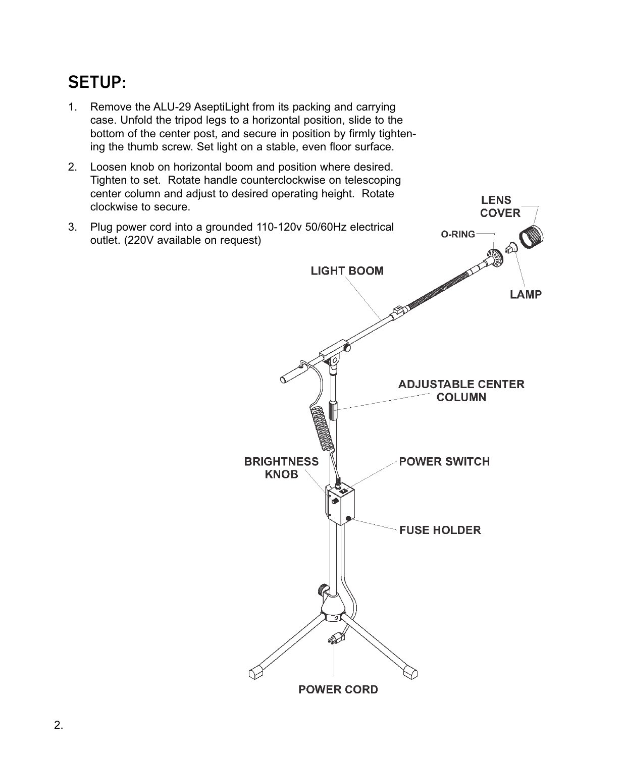## SETUP:

1. Remove the ALU-29 AseptiLight from its packing and carrying case. Unfold the tripod legs to a horizontal position, slide to the bottom of the center post, and secure in position by firmly tightening the thumb screw. Set light on a stable, even floor surface.
2. Loosen knob on horizontal boom and position where desired. Tighten to set. Rotate handle counterclockwise on telescoping center column and adjust to desired operating height. Rotate clockwise to secure.
3. Plug power cord into a grounded 110-120v 50/60Hz electrical outlet. (220V available on request)

LENS COVER

O-RING

LIGHT BOOM

LAMP

ADJUSTABLE CENTER COLUMN

BRIGHTNESS KNOB

POWER SWITCH

FUSE HOLDER

POWER CORD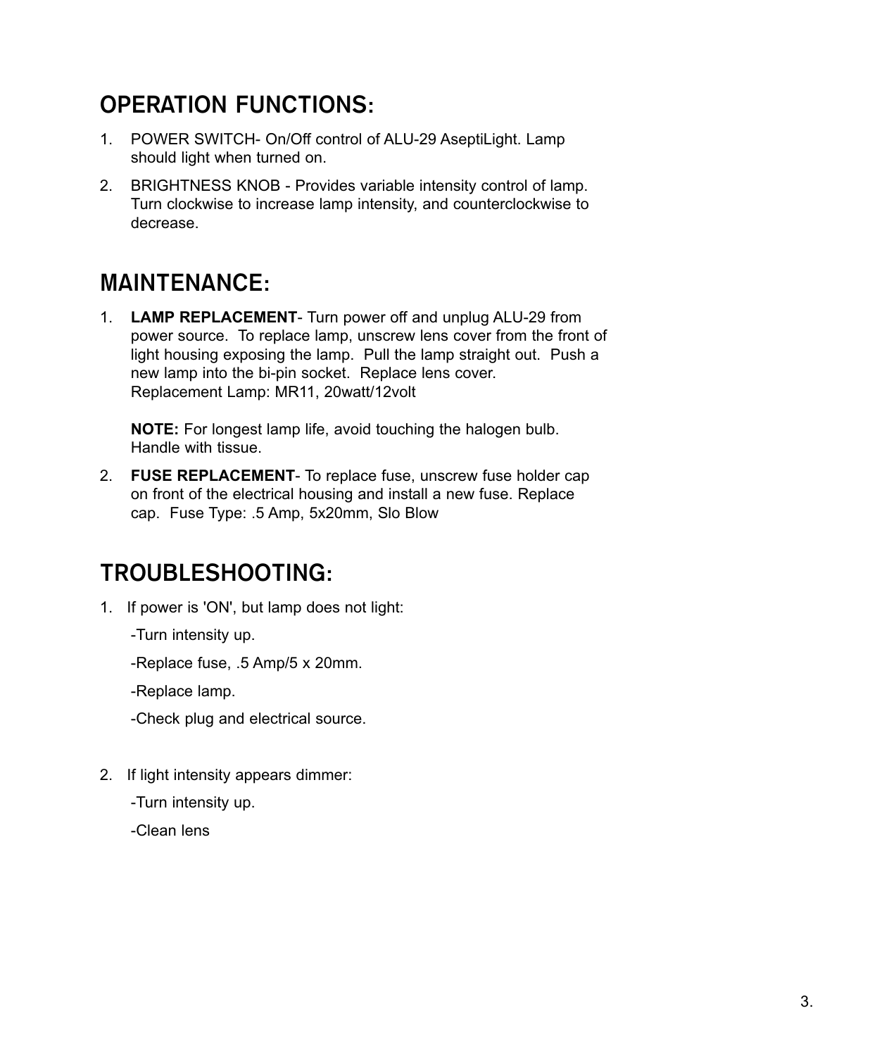## OPERATION FUNCTIONS:

1. POWER SWITCH- On/Off control of ALU-29 AseptiLight. Lamp should light when turned on.
2. BRIGHTNESS KNOB - Provides variable intensity control of lamp. Turn clockwise to increase lamp intensity, and counterclockwise to decrease.

## MAINTENANCE:

1. **LAMP REPLACEMENT**- Turn power off and unplug ALU-29 from power source. To replace lamp, unscrew lens cover from the front of light housing exposing the lamp. Pull the lamp straight out. Push a new lamp into the bi-pin socket. Replace lens cover.
   Replacement Lamp: MR11, 20watt/12volt

   **NOTE:** For longest lamp life, avoid touching the halogen bulb. Handle with tissue.

2. **FUSE REPLACEMENT**- To replace fuse, unscrew fuse holder cap on front of the electrical housing and install a new fuse. Replace cap. Fuse Type: .5 Amp, 5x20mm, Slo Blow

## TROUBLESHOOTING:

1. If power is 'ON', but lamp does not light:

   -Turn intensity up.

   -Replace fuse, .5 Amp/5 x 20mm.

   -Replace lamp.

   -Check plug and electrical source.

2. If light intensity appears dimmer:

   -Turn intensity up.

   -Clean lens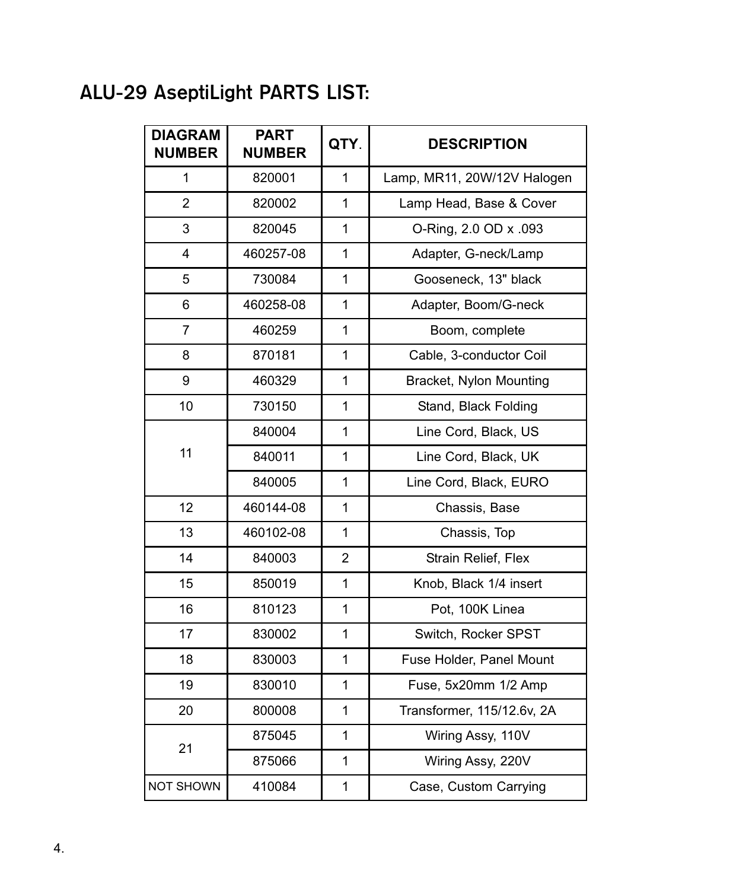## ALU-29 AseptiLight PARTS LIST:

| DIAGRAM NUMBER | PART NUMBER | QTY. | DESCRIPTION |
|---|---|---|---|
| 1 | 820001 | 1 | Lamp, MR11, 20W/12V Halogen |
| 2 | 820002 | 1 | Lamp Head, Base & Cover |
| 3 | 820045 | 1 | O-Ring, 2.0 OD x .093 |
| 4 | 460257-08 | 1 | Adapter, G-neck/Lamp |
| 5 | 730084 | 1 | Gooseneck, 13" black |
| 6 | 460258-08 | 1 | Adapter, Boom/G-neck |
| 7 | 460259 | 1 | Boom, complete |
| 8 | 870181 | 1 | Cable, 3-conductor Coil |
| 9 | 460329 | 1 | Bracket, Nylon Mounting |
| 10 | 730150 | 1 | Stand, Black Folding |
| 11 | 840004 | 1 | Line Cord, Black, US |
| | 840011 | 1 | Line Cord, Black, UK |
| | 840005 | 1 | Line Cord, Black, EURO |
| 12 | 460144-08 | 1 | Chassis, Base |
| 13 | 460102-08 | 1 | Chassis, Top |
| 14 | 840003 | 2 | Strain Relief, Flex |
| 15 | 850019 | 1 | Knob, Black 1/4 insert |
| 16 | 810123 | 1 | Pot, 100K Linea |
| 17 | 830002 | 1 | Switch, Rocker SPST |
| 18 | 830003 | 1 | Fuse Holder, Panel Mount |
| 19 | 830010 | 1 | Fuse, 5x20mm 1/2 Amp |
| 20 | 800008 | 1 | Transformer, 115/12.6v, 2A |
| 21 | 875045 | 1 | Wiring Assy, 110V |
| | 875066 | 1 | Wiring Assy, 220V |
| NOT SHOWN | 410084 | 1 | Case, Custom Carrying |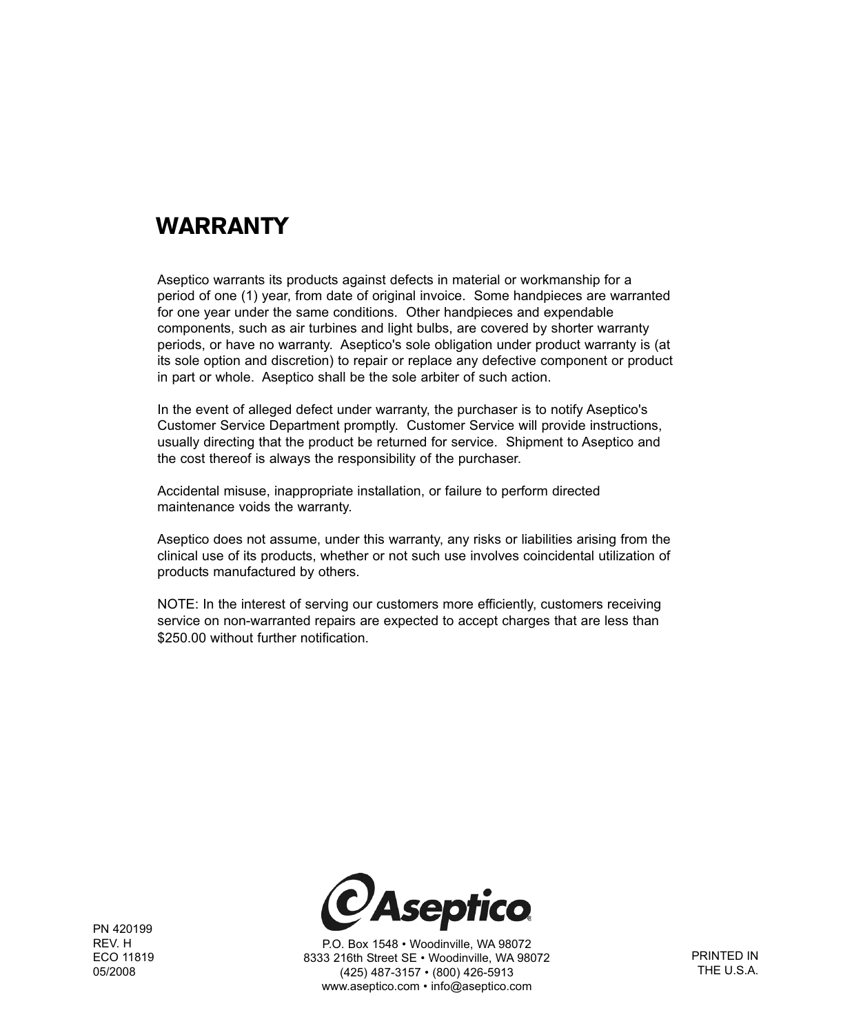# WARRANTY

Aseptico warrants its products against defects in material or workmanship for a period of one (1) year, from date of original invoice. Some handpieces are warranted for one year under the same conditions. Other handpieces and expendable components, such as air turbines and light bulbs, are covered by shorter warranty periods, or have no warranty. Aseptico's sole obligation under product warranty is (at its sole option and discretion) to repair or replace any defective component or product in part or whole. Aseptico shall be the sole arbiter of such action.

In the event of alleged defect under warranty, the purchaser is to notify Aseptico's Customer Service Department promptly. Customer Service will provide instructions, usually directing that the product be returned for service. Shipment to Aseptico and the cost thereof is always the responsibility of the purchaser.

Accidental misuse, inappropriate installation, or failure to perform directed maintenance voids the warranty.

Aseptico does not assume, under this warranty, any risks or liabilities arising from the clinical use of its products, whether or not such use involves coincidental utilization of products manufactured by others.

NOTE: In the interest of serving our customers more efficiently, customers receiving service on non-warranted repairs are expected to accept charges that are less than $250.00 without further notification.

PN 420199
REV. H
ECO 11819
05/2008

Aseptico®

P.O. Box 1548 • Woodinville, WA 98072
8333 216th Street SE • Woodinville, WA 98072
(425) 487-3157 • (800) 426-5913
www.aseptico.com • info@aseptico.com

PRINTED IN
THE U.S.A.